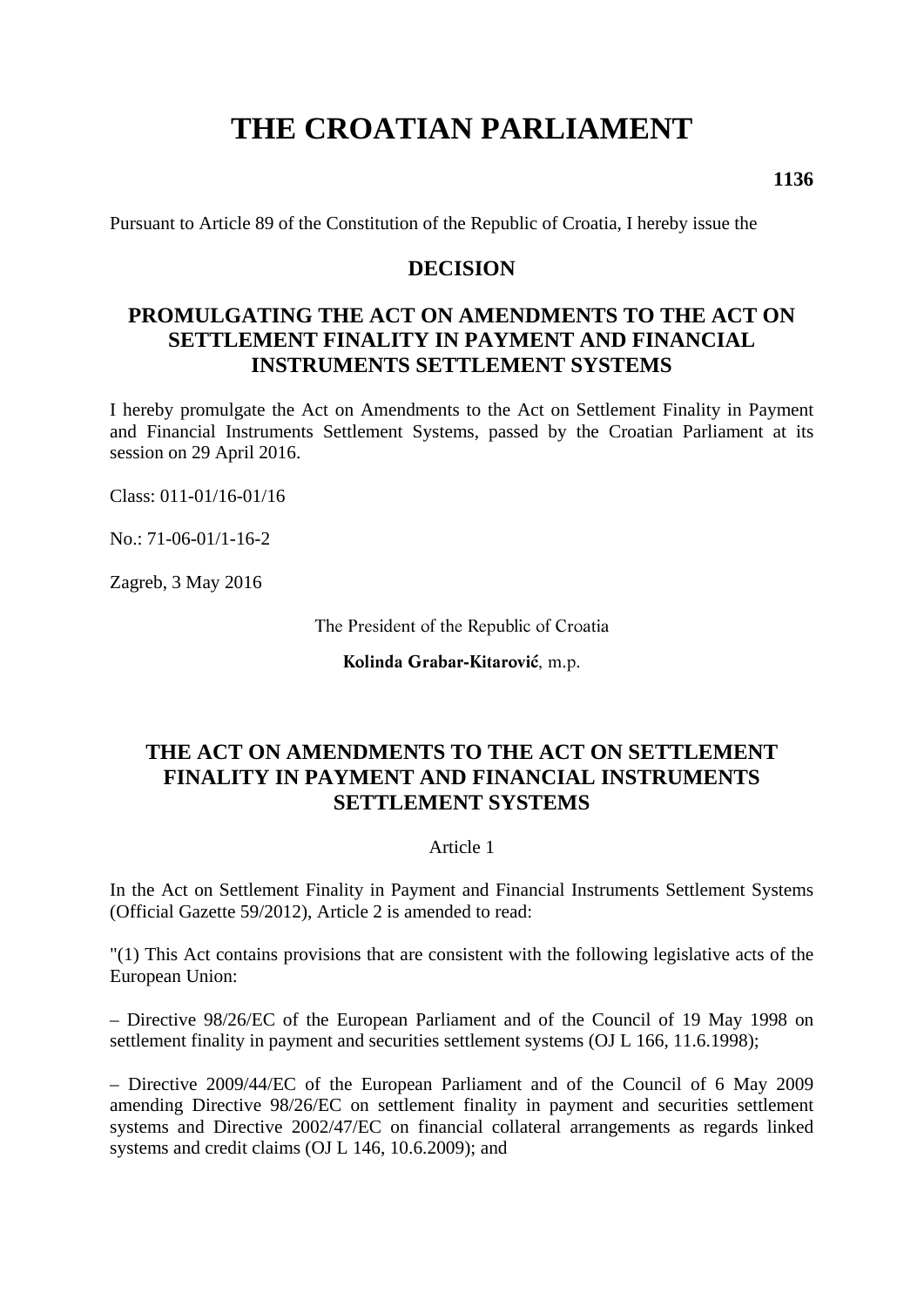# THE CROATIAN PARLIAMENT

**1136**

Pursuant to Article 89 of the Constitution of the Republic of Croatia, I hereby issue the

## DECISION

## PROMULGATING THE ACT ON AMENDMENTS TO THE ACT ON SETTLEMENT FINALITY IN PAYMENT AND FINANCIAL INSTRUMENTS SETTLEMENT SYSTEMS

I hereby promulgate the Act on Amendments to the Act on Settlement Finality in Payment and Financial Instruments Settlement Systems, passed by the Croatian Parliament at its session on 29 April 2016.

Class: 011-01/16-01/16

No.: 71-06-01/1-16-2

Zagreb, 3 May 2016

The President of the Republic of Croatia

**Kolinda Grabar-Kitarović**, m.p.

## THE ACT ON AMENDMENTS TO THE ACT ON SETTLEMENT FINALITY IN PAYMENT AND FINANCIAL INSTRUMENTS SETTLEMENT SYSTEMS

Article 1

In the Act on Settlement Finality in Payment and Financial Instruments Settlement Systems (Official Gazette 59/2012), Article 2 is amended to read:

"(1) This Act contains provisions that are consistent with the following legislative acts of the European Union:

– Directive 98/26/EC of the European Parliament and of the Council of 19 May 1998 on settlement finality in payment and securities settlement systems (OJ L 166, 11.6.1998);

– Directive 2009/44/EC of the European Parliament and of the Council of 6 May 2009 amending Directive 98/26/EC on settlement finality in payment and securities settlement systems and Directive 2002/47/EC on financial collateral arrangements as regards linked systems and credit claims (OJ L 146, 10.6.2009); and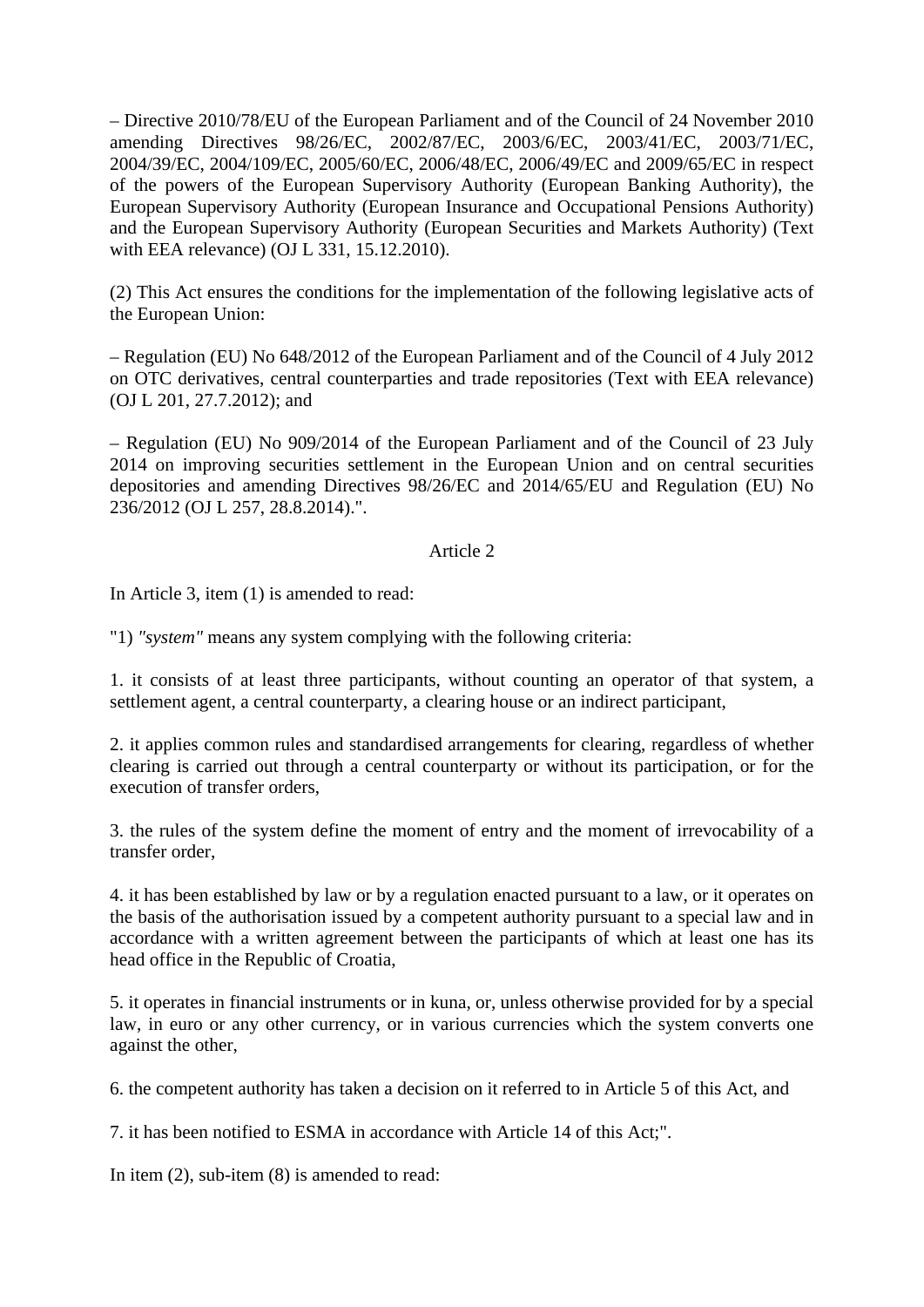– Directive 2010/78/EU of the European Parliament and of the Council of 24 November 2010 amending Directives 98/26/EC, 2002/87/EC, 2003/6/EC, 2003/41/EC, 2003/71/EC, 2004/39/EC, 2004/109/EC, 2005/60/EC, 2006/48/EC, 2006/49/EC and 2009/65/EC in respect of the powers of the European Supervisory Authority (European Banking Authority), the European Supervisory Authority (European Insurance and Occupational Pensions Authority) and the European Supervisory Authority (European Securities and Markets Authority) (Text with EEA relevance) (OJ L 331, 15.12.2010).

(2) This Act ensures the conditions for the implementation of the following legislative acts of the European Union:

– Regulation (EU) No 648/2012 of the European Parliament and of the Council of 4 July 2012 on OTC derivatives, central counterparties and trade repositories (Text with EEA relevance) (OJ L 201, 27.7.2012); and

– Regulation (EU) No 909/2014 of the European Parliament and of the Council of 23 July 2014 on improving securities settlement in the European Union and on central securities depositories and amending Directives 98/26/EC and 2014/65/EU and Regulation (EU) No 236/2012 (OJ L 257, 28.8.2014).".

Article 2

In Article 3, item (1) is amended to read:

"1) *"system"* means any system complying with the following criteria:

1. it consists of at least three participants, without counting an operator of that system, a settlement agent, a central counterparty, a clearing house or an indirect participant,

2. it applies common rules and standardised arrangements for clearing, regardless of whether clearing is carried out through a central counterparty or without its participation, or for the execution of transfer orders,

3. the rules of the system define the moment of entry and the moment of irrevocability of a transfer order,

4. it has been established by law or by a regulation enacted pursuant to a law, or it operates on the basis of the authorisation issued by a competent authority pursuant to a special law and in accordance with a written agreement between the participants of which at least one has its head office in the Republic of Croatia,

5. it operates in financial instruments or in kuna, or, unless otherwise provided for by a special law, in euro or any other currency, or in various currencies which the system converts one against the other,

6. the competent authority has taken a decision on it referred to in Article 5 of this Act, and

7. it has been notified to ESMA in accordance with Article 14 of this Act;".

In item (2), sub-item (8) is amended to read: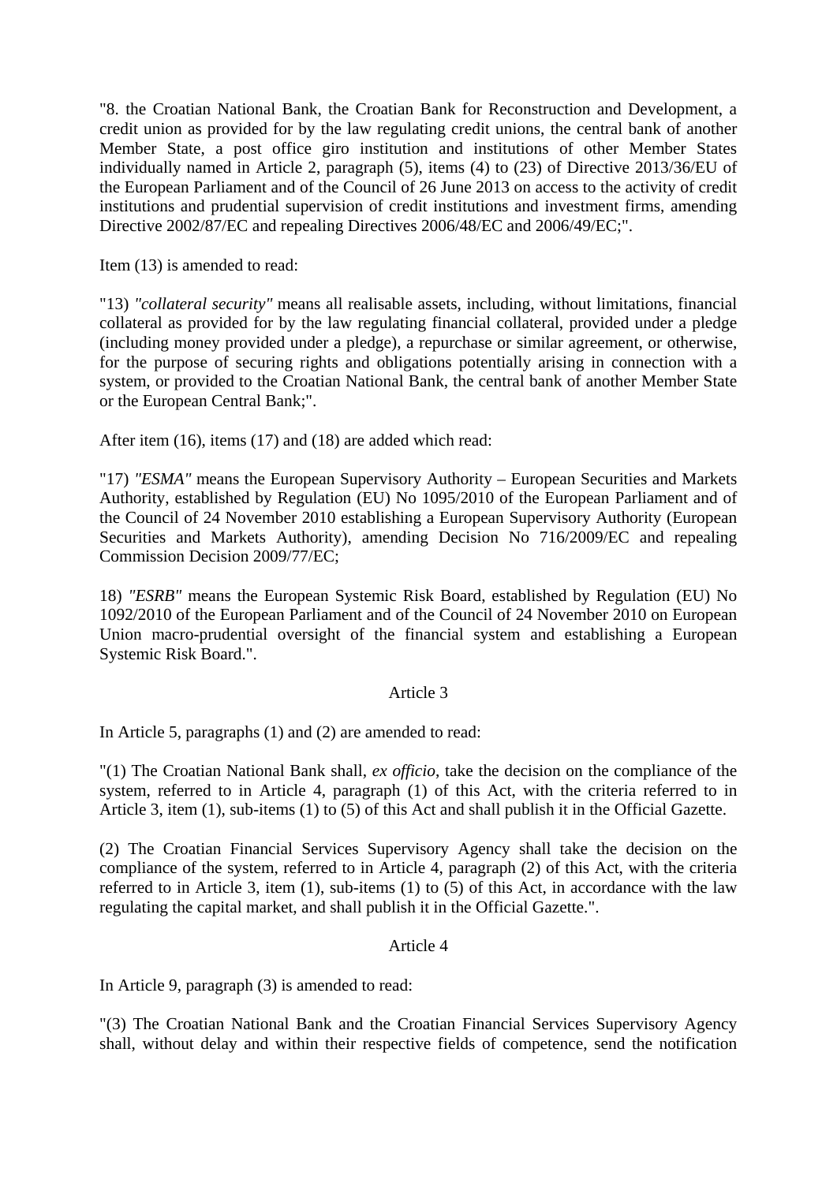"8. the Croatian National Bank, the Croatian Bank for Reconstruction and Development, a credit union as provided for by the law regulating credit unions, the central bank of another Member State, a post office giro institution and institutions of other Member States individually named in Article 2, paragraph (5), items (4) to (23) of Directive 2013/36/EU of the European Parliament and of the Council of 26 June 2013 on access to the activity of credit institutions and prudential supervision of credit institutions and investment firms, amending Directive 2002/87/EC and repealing Directives 2006/48/EC and 2006/49/EC;".

Item (13) is amended to read:

"13) *"collateral security"* means all realisable assets, including, without limitations, financial collateral as provided for by the law regulating financial collateral, provided under a pledge (including money provided under a pledge), a repurchase or similar agreement, or otherwise, for the purpose of securing rights and obligations potentially arising in connection with a system, or provided to the Croatian National Bank, the central bank of another Member State or the European Central Bank;".

After item (16), items (17) and (18) are added which read:

"17) *"ESMA"* means the European Supervisory Authority – European Securities and Markets Authority, established by Regulation (EU) No 1095/2010 of the European Parliament and of the Council of 24 November 2010 establishing a European Supervisory Authority (European Securities and Markets Authority), amending Decision No 716/2009/EC and repealing Commission Decision 2009/77/EC;

18) *"ESRB"* means the European Systemic Risk Board, established by Regulation (EU) No 1092/2010 of the European Parliament and of the Council of 24 November 2010 on European Union macro-prudential oversight of the financial system and establishing a European Systemic Risk Board.".

Article 3

In Article 5, paragraphs (1) and (2) are amended to read:

"(1) The Croatian National Bank shall, *ex officio*, take the decision on the compliance of the system, referred to in Article 4, paragraph (1) of this Act, with the criteria referred to in Article 3, item (1), sub-items (1) to (5) of this Act and shall publish it in the Official Gazette.

(2) The Croatian Financial Services Supervisory Agency shall take the decision on the compliance of the system, referred to in Article 4, paragraph (2) of this Act, with the criteria referred to in Article 3, item (1), sub-items (1) to (5) of this Act, in accordance with the law regulating the capital market, and shall publish it in the Official Gazette.".

Article 4

In Article 9, paragraph (3) is amended to read:

"(3) The Croatian National Bank and the Croatian Financial Services Supervisory Agency shall, without delay and within their respective fields of competence, send the notification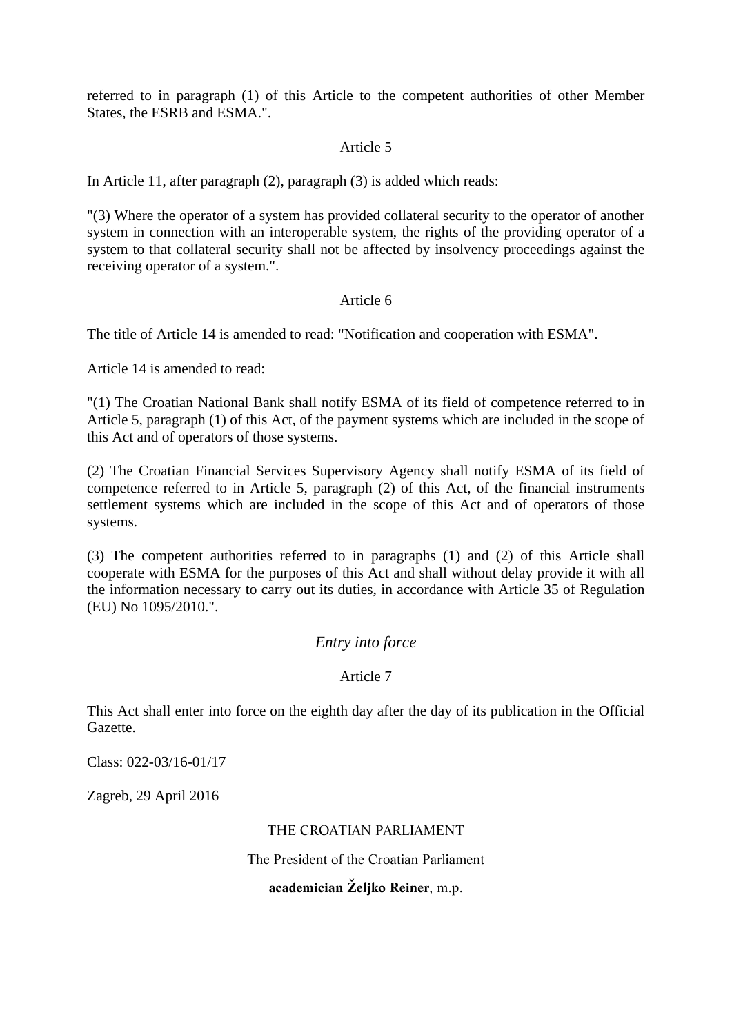referred to in paragraph (1) of this Article to the competent authorities of other Member States, the ESRB and ESMA.".

Article 5

In Article 11, after paragraph (2), paragraph (3) is added which reads:

"(3) Where the operator of a system has provided collateral security to the operator of another system in connection with an interoperable system, the rights of the providing operator of a system to that collateral security shall not be affected by insolvency proceedings against the receiving operator of a system.".

Article 6

The title of Article 14 is amended to read: "Notification and cooperation with ESMA".

Article 14 is amended to read:

"(1) The Croatian National Bank shall notify ESMA of its field of competence referred to in Article 5, paragraph (1) of this Act, of the payment systems which are included in the scope of this Act and of operators of those systems.

(2) The Croatian Financial Services Supervisory Agency shall notify ESMA of its field of competence referred to in Article 5, paragraph (2) of this Act, of the financial instruments settlement systems which are included in the scope of this Act and of operators of those systems.

(3) The competent authorities referred to in paragraphs (1) and (2) of this Article shall cooperate with ESMA for the purposes of this Act and shall without delay provide it with all the information necessary to carry out its duties, in accordance with Article 35 of Regulation (EU) No 1095/2010.".

*Entry into force*

Article 7

This Act shall enter into force on the eighth day after the day of its publication in the Official Gazette.

Class: 022-03/16-01/17

Zagreb, 29 April 2016

THE CROATIAN PARLIAMENT

The President of the Croatian Parliament

**academician Željko Reiner**, m.p.